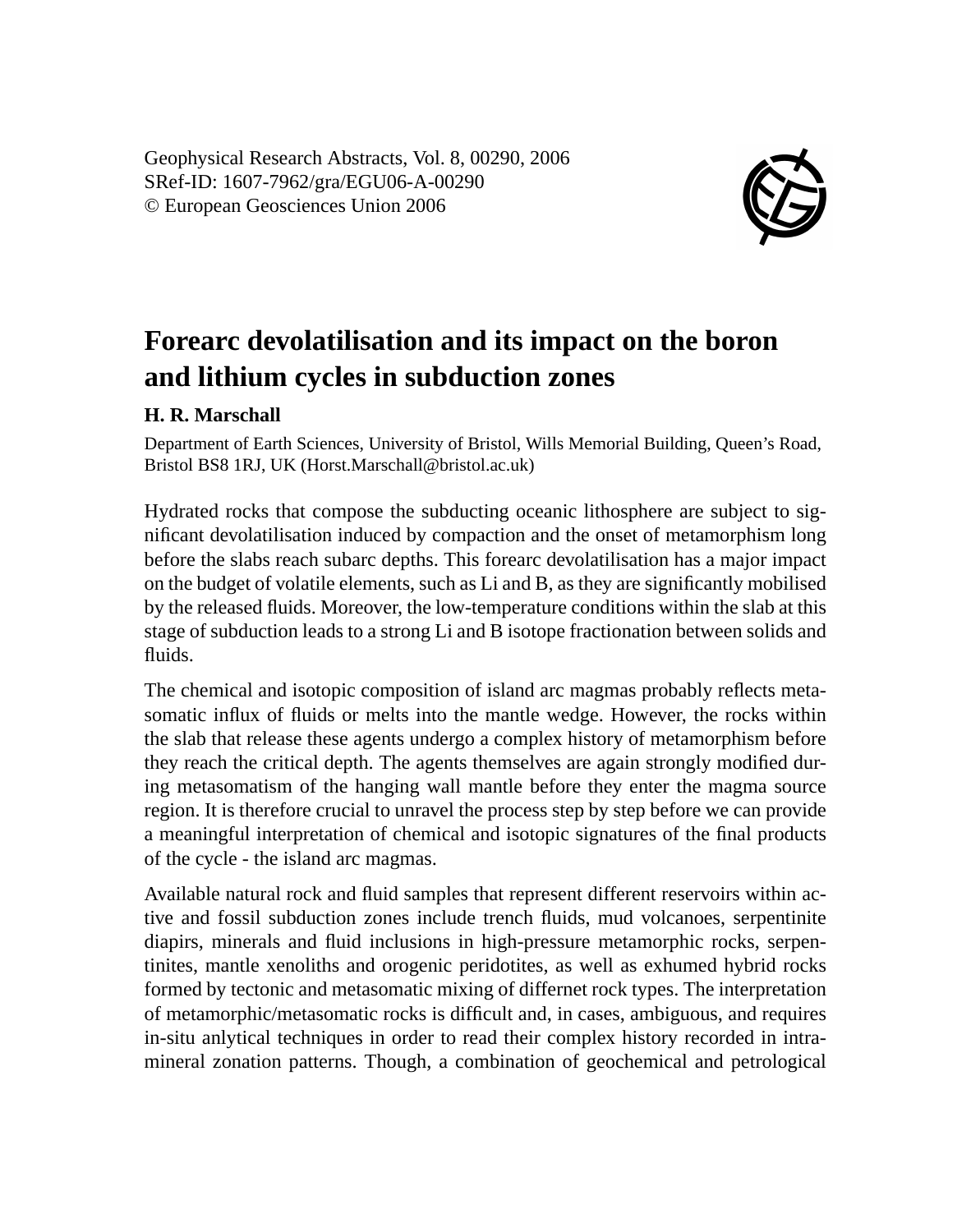Geophysical Research Abstracts, Vol. 8, 00290, 2006
SRef-ID: 1607-7962/gra/EGU06-A-00290
© European Geosciences Union 2006

# Forearc devolatilisation and its impact on the boron and lithium cycles in subduction zones

**H. R. Marschall**

Department of Earth Sciences, University of Bristol, Wills Memorial Building, Queen's Road, Bristol BS8 1RJ, UK (Horst.Marschall@bristol.ac.uk)

Hydrated rocks that compose the subducting oceanic lithosphere are subject to significant devolatilisation induced by compaction and the onset of metamorphism long before the slabs reach subarc depths. This forearc devolatilisation has a major impact on the budget of volatile elements, such as Li and B, as they are significantly mobilised by the released fluids. Moreover, the low-temperature conditions within the slab at this stage of subduction leads to a strong Li and B isotope fractionation between solids and fluids.

The chemical and isotopic composition of island arc magmas probably reflects metasomatic influx of fluids or melts into the mantle wedge. However, the rocks within the slab that release these agents undergo a complex history of metamorphism before they reach the critical depth. The agents themselves are again strongly modified during metasomatism of the hanging wall mantle before they enter the magma source region. It is therefore crucial to unravel the process step by step before we can provide a meaningful interpretation of chemical and isotopic signatures of the final products of the cycle - the island arc magmas.

Available natural rock and fluid samples that represent different reservoirs within active and fossil subduction zones include trench fluids, mud volcanoes, serpentinite diapirs, minerals and fluid inclusions in high-pressure metamorphic rocks, serpentinites, mantle xenoliths and orogenic peridotites, as well as exhumed hybrid rocks formed by tectonic and metasomatic mixing of differnet rock types. The interpretation of metamorphic/metasomatic rocks is difficult and, in cases, ambiguous, and requires in-situ anlytical techniques in order to read their complex history recorded in intra-mineral zonation patterns. Though, a combination of geochemical and petrological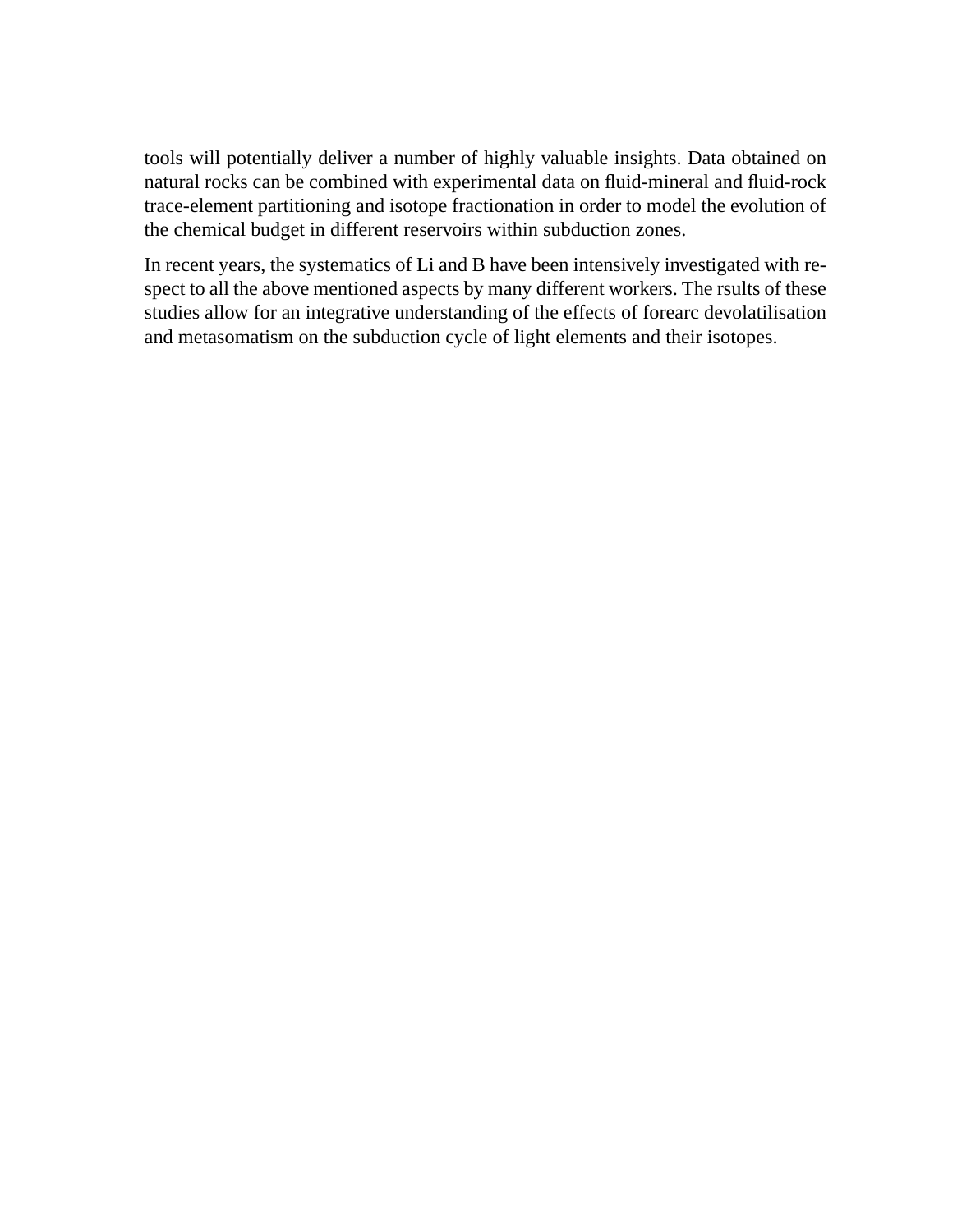tools will potentially deliver a number of highly valuable insights. Data obtained on natural rocks can be combined with experimental data on fluid-mineral and fluid-rock trace-element partitioning and isotope fractionation in order to model the evolution of the chemical budget in different reservoirs within subduction zones.

In recent years, the systematics of Li and B have been intensively investigated with respect to all the above mentioned aspects by many different workers. The rsults of these studies allow for an integrative understanding of the effects of forearc devolatilisation and metasomatism on the subduction cycle of light elements and their isotopes.